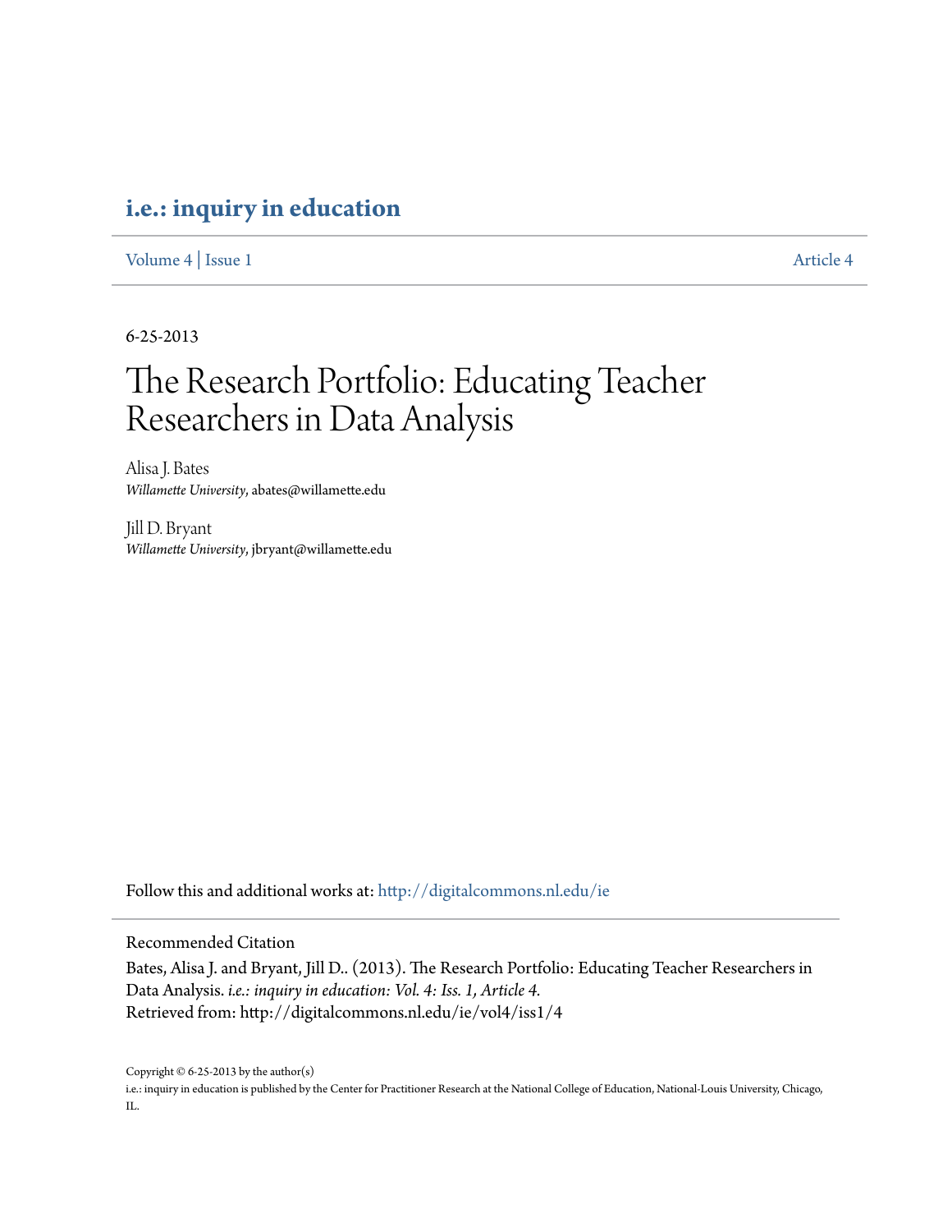**i.e.: inquiry in education**

Volume 4 | Issue 1 Article 4

6-25-2013

# The Research Portfolio: Educating Teacher Researchers in Data Analysis

Alisa J. Bates
*Willamette University*, abates@willamette.edu

Jill D. Bryant
*Willamette University*, jbryant@willamette.edu

Follow this and additional works at: http://digitalcommons.nl.edu/ie

Recommended Citation

Bates, Alisa J. and Bryant, Jill D.. (2013). The Research Portfolio: Educating Teacher Researchers in Data Analysis. *i.e.: inquiry in education: Vol. 4: Iss. 1, Article 4.*
Retrieved from: http://digitalcommons.nl.edu/ie/vol4/iss1/4

Copyright © 6-25-2013 by the author(s)
i.e.: inquiry in education is published by the Center for Practitioner Research at the National College of Education, National-Louis University, Chicago, IL.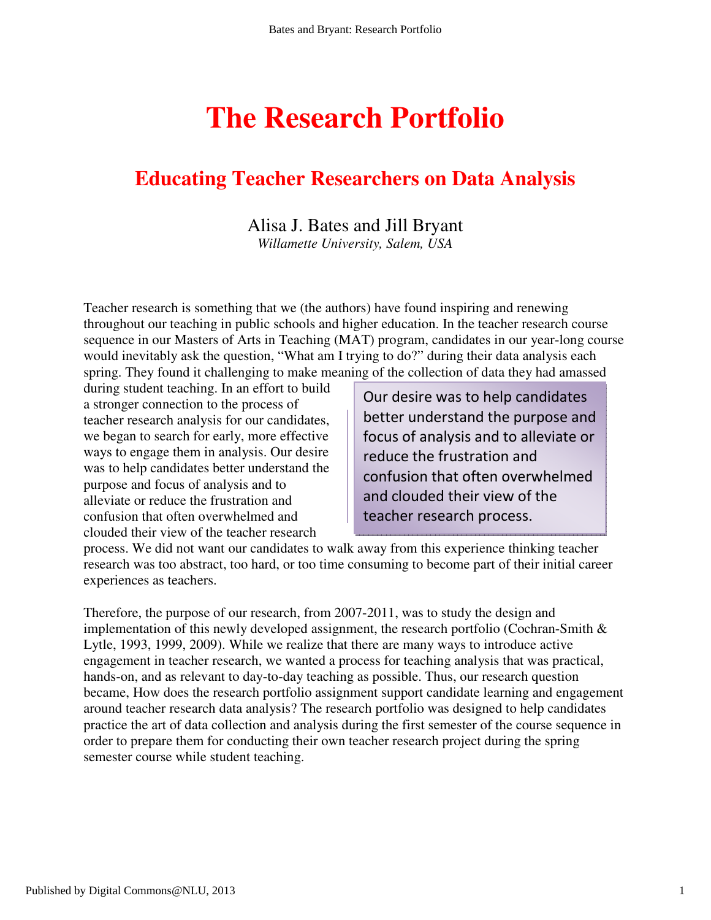# The Research Portfolio

## Educating Teacher Researchers on Data Analysis

Alisa J. Bates and Jill Bryant
*Willamette University, Salem, USA*

Teacher research is something that we (the authors) have found inspiring and renewing throughout our teaching in public schools and higher education. In the teacher research course sequence in our Masters of Arts in Teaching (MAT) program, candidates in our year-long course would inevitably ask the question, "What am I trying to do?" during their data analysis each spring. They found it challenging to make meaning of the collection of data they had amassed during student teaching. In an effort to build a stronger connection to the process of teacher research analysis for our candidates, we began to search for early, more effective ways to engage them in analysis. Our desire was to help candidates better understand the purpose and focus of analysis and to alleviate or reduce the frustration and confusion that often overwhelmed and clouded their view of the teacher research process. We did not want our candidates to walk away from this experience thinking teacher research was too abstract, too hard, or too time consuming to become part of their initial career experiences as teachers.

> Our desire was to help candidates better understand the purpose and focus of analysis and to alleviate or reduce the frustration and confusion that often overwhelmed and clouded their view of the teacher research process.

Therefore, the purpose of our research, from 2007-2011, was to study the design and implementation of this newly developed assignment, the research portfolio (Cochran-Smith & Lytle, 1993, 1999, 2009). While we realize that there are many ways to introduce active engagement in teacher research, we wanted a process for teaching analysis that was practical, hands-on, and as relevant to day-to-day teaching as possible. Thus, our research question became, How does the research portfolio assignment support candidate learning and engagement around teacher research data analysis? The research portfolio was designed to help candidates practice the art of data collection and analysis during the first semester of the course sequence in order to prepare them for conducting their own teacher research project during the spring semester course while student teaching.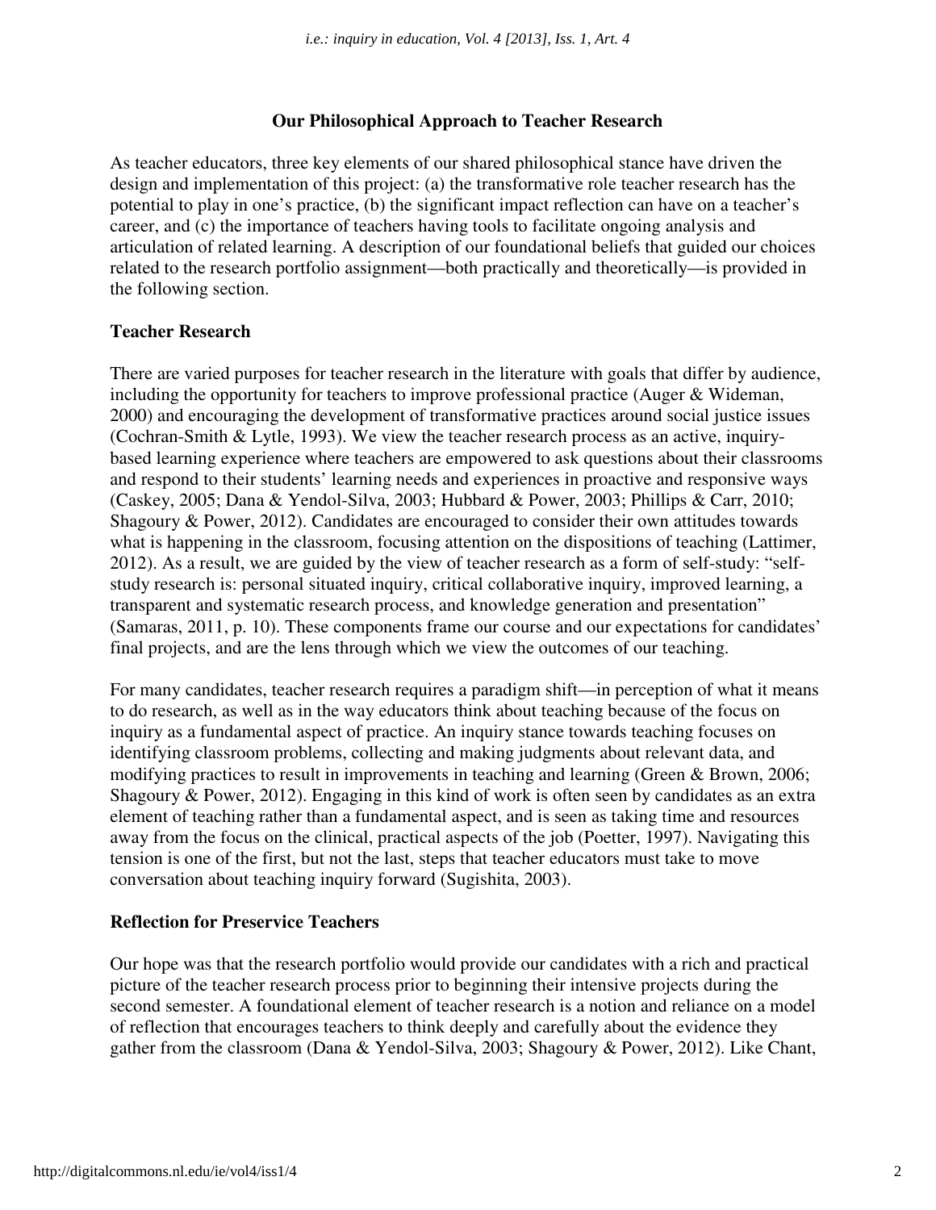## Our Philosophical Approach to Teacher Research

As teacher educators, three key elements of our shared philosophical stance have driven the design and implementation of this project: (a) the transformative role teacher research has the potential to play in one's practice, (b) the significant impact reflection can have on a teacher's career, and (c) the importance of teachers having tools to facilitate ongoing analysis and articulation of related learning. A description of our foundational beliefs that guided our choices related to the research portfolio assignment—both practically and theoretically—is provided in the following section.

### Teacher Research

There are varied purposes for teacher research in the literature with goals that differ by audience, including the opportunity for teachers to improve professional practice (Auger & Wideman, 2000) and encouraging the development of transformative practices around social justice issues (Cochran-Smith & Lytle, 1993). We view the teacher research process as an active, inquiry-based learning experience where teachers are empowered to ask questions about their classrooms and respond to their students' learning needs and experiences in proactive and responsive ways (Caskey, 2005; Dana & Yendol-Silva, 2003; Hubbard & Power, 2003; Phillips & Carr, 2010; Shagoury & Power, 2012). Candidates are encouraged to consider their own attitudes towards what is happening in the classroom, focusing attention on the dispositions of teaching (Lattimer, 2012). As a result, we are guided by the view of teacher research as a form of self-study: "self-study research is: personal situated inquiry, critical collaborative inquiry, improved learning, a transparent and systematic research process, and knowledge generation and presentation" (Samaras, 2011, p. 10). These components frame our course and our expectations for candidates' final projects, and are the lens through which we view the outcomes of our teaching.

For many candidates, teacher research requires a paradigm shift—in perception of what it means to do research, as well as in the way educators think about teaching because of the focus on inquiry as a fundamental aspect of practice. An inquiry stance towards teaching focuses on identifying classroom problems, collecting and making judgments about relevant data, and modifying practices to result in improvements in teaching and learning (Green & Brown, 2006; Shagoury & Power, 2012). Engaging in this kind of work is often seen by candidates as an extra element of teaching rather than a fundamental aspect, and is seen as taking time and resources away from the focus on the clinical, practical aspects of the job (Poetter, 1997). Navigating this tension is one of the first, but not the last, steps that teacher educators must take to move conversation about teaching inquiry forward (Sugishita, 2003).

### Reflection for Preservice Teachers

Our hope was that the research portfolio would provide our candidates with a rich and practical picture of the teacher research process prior to beginning their intensive projects during the second semester. A foundational element of teacher research is a notion and reliance on a model of reflection that encourages teachers to think deeply and carefully about the evidence they gather from the classroom (Dana & Yendol-Silva, 2003; Shagoury & Power, 2012). Like Chant,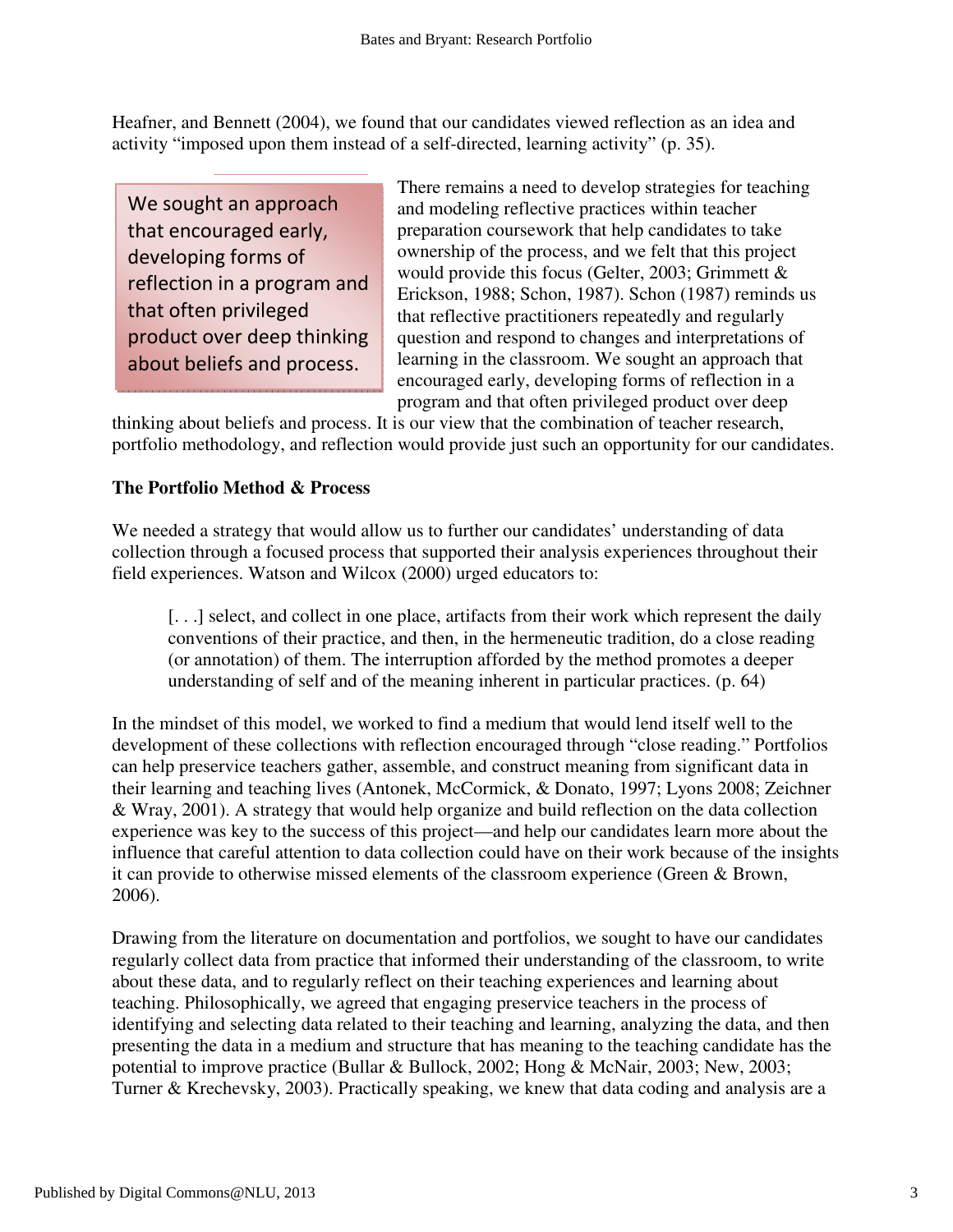Heafner, and Bennett (2004), we found that our candidates viewed reflection as an idea and activity "imposed upon them instead of a self-directed, learning activity" (p. 35).

> We sought an approach that encouraged early, developing forms of reflection in a program and that often privileged product over deep thinking about beliefs and process.

There remains a need to develop strategies for teaching and modeling reflective practices within teacher preparation coursework that help candidates to take ownership of the process, and we felt that this project would provide this focus (Gelter, 2003; Grimmett & Erickson, 1988; Schon, 1987). Schon (1987) reminds us that reflective practitioners repeatedly and regularly question and respond to changes and interpretations of learning in the classroom. We sought an approach that encouraged early, developing forms of reflection in a program and that often privileged product over deep thinking about beliefs and process. It is our view that the combination of teacher research, portfolio methodology, and reflection would provide just such an opportunity for our candidates.

**The Portfolio Method & Process**

We needed a strategy that would allow us to further our candidates' understanding of data collection through a focused process that supported their analysis experiences throughout their field experiences. Watson and Wilcox (2000) urged educators to:

> [. . .] select, and collect in one place, artifacts from their work which represent the daily conventions of their practice, and then, in the hermeneutic tradition, do a close reading (or annotation) of them. The interruption afforded by the method promotes a deeper understanding of self and of the meaning inherent in particular practices. (p. 64)

In the mindset of this model, we worked to find a medium that would lend itself well to the development of these collections with reflection encouraged through "close reading." Portfolios can help preservice teachers gather, assemble, and construct meaning from significant data in their learning and teaching lives (Antonek, McCormick, & Donato, 1997; Lyons 2008; Zeichner & Wray, 2001). A strategy that would help organize and build reflection on the data collection experience was key to the success of this project—and help our candidates learn more about the influence that careful attention to data collection could have on their work because of the insights it can provide to otherwise missed elements of the classroom experience (Green & Brown, 2006).

Drawing from the literature on documentation and portfolios, we sought to have our candidates regularly collect data from practice that informed their understanding of the classroom, to write about these data, and to regularly reflect on their teaching experiences and learning about teaching. Philosophically, we agreed that engaging preservice teachers in the process of identifying and selecting data related to their teaching and learning, analyzing the data, and then presenting the data in a medium and structure that has meaning to the teaching candidate has the potential to improve practice (Bullar & Bullock, 2002; Hong & McNair, 2003; New, 2003; Turner & Krechevsky, 2003). Practically speaking, we knew that data coding and analysis are a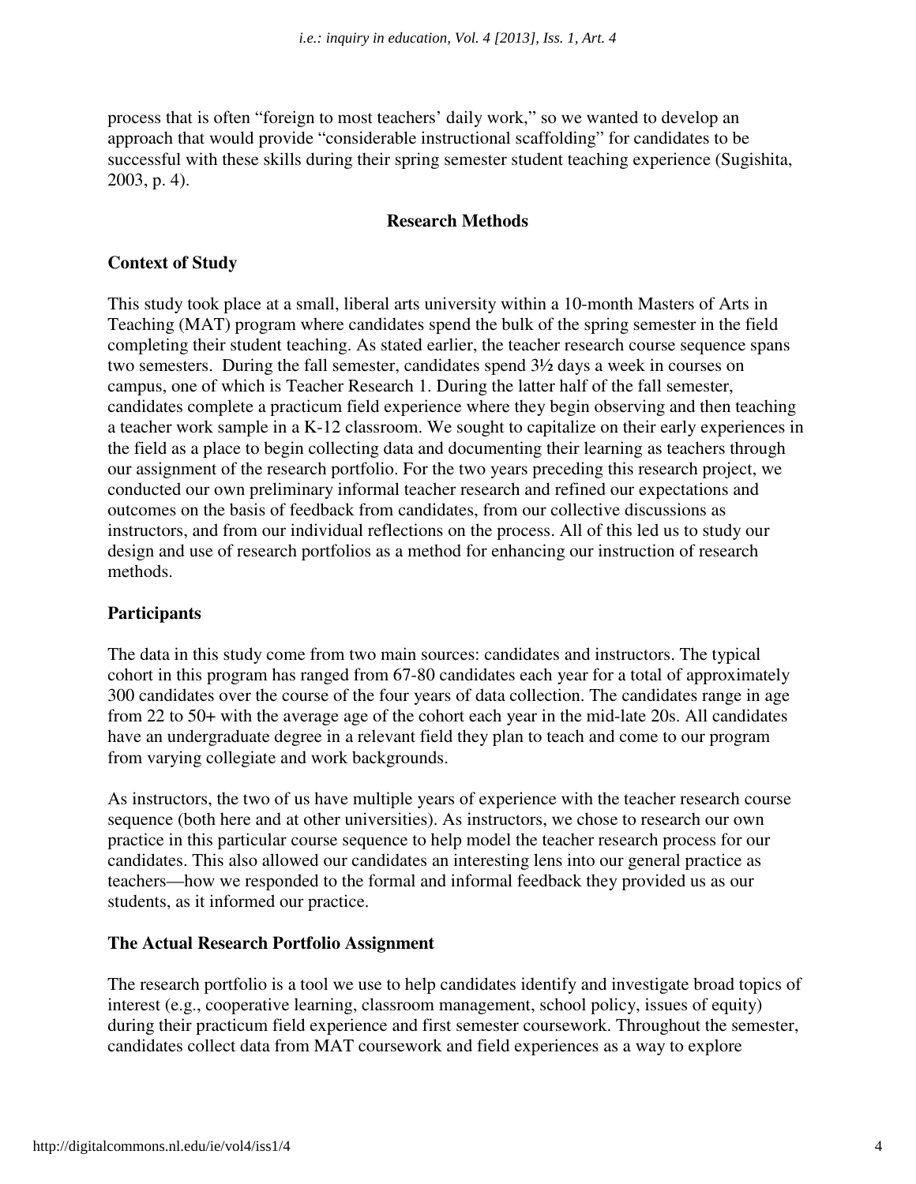process that is often "foreign to most teachers' daily work," so we wanted to develop an approach that would provide "considerable instructional scaffolding" for candidates to be successful with these skills during their spring semester student teaching experience (Sugishita, 2003, p. 4).

## Research Methods

### Context of Study

This study took place at a small, liberal arts university within a 10-month Masters of Arts in Teaching (MAT) program where candidates spend the bulk of the spring semester in the field completing their student teaching. As stated earlier, the teacher research course sequence spans two semesters. During the fall semester, candidates spend 3½ days a week in courses on campus, one of which is Teacher Research 1. During the latter half of the fall semester, candidates complete a practicum field experience where they begin observing and then teaching a teacher work sample in a K-12 classroom. We sought to capitalize on their early experiences in the field as a place to begin collecting data and documenting their learning as teachers through our assignment of the research portfolio. For the two years preceding this research project, we conducted our own preliminary informal teacher research and refined our expectations and outcomes on the basis of feedback from candidates, from our collective discussions as instructors, and from our individual reflections on the process. All of this led us to study our design and use of research portfolios as a method for enhancing our instruction of research methods.

### Participants

The data in this study come from two main sources: candidates and instructors. The typical cohort in this program has ranged from 67-80 candidates each year for a total of approximately 300 candidates over the course of the four years of data collection. The candidates range in age from 22 to 50+ with the average age of the cohort each year in the mid-late 20s. All candidates have an undergraduate degree in a relevant field they plan to teach and come to our program from varying collegiate and work backgrounds.

As instructors, the two of us have multiple years of experience with the teacher research course sequence (both here and at other universities). As instructors, we chose to research our own practice in this particular course sequence to help model the teacher research process for our candidates. This also allowed our candidates an interesting lens into our general practice as teachers—how we responded to the formal and informal feedback they provided us as our students, as it informed our practice.

### The Actual Research Portfolio Assignment

The research portfolio is a tool we use to help candidates identify and investigate broad topics of interest (e.g., cooperative learning, classroom management, school policy, issues of equity) during their practicum field experience and first semester coursework. Throughout the semester, candidates collect data from MAT coursework and field experiences as a way to explore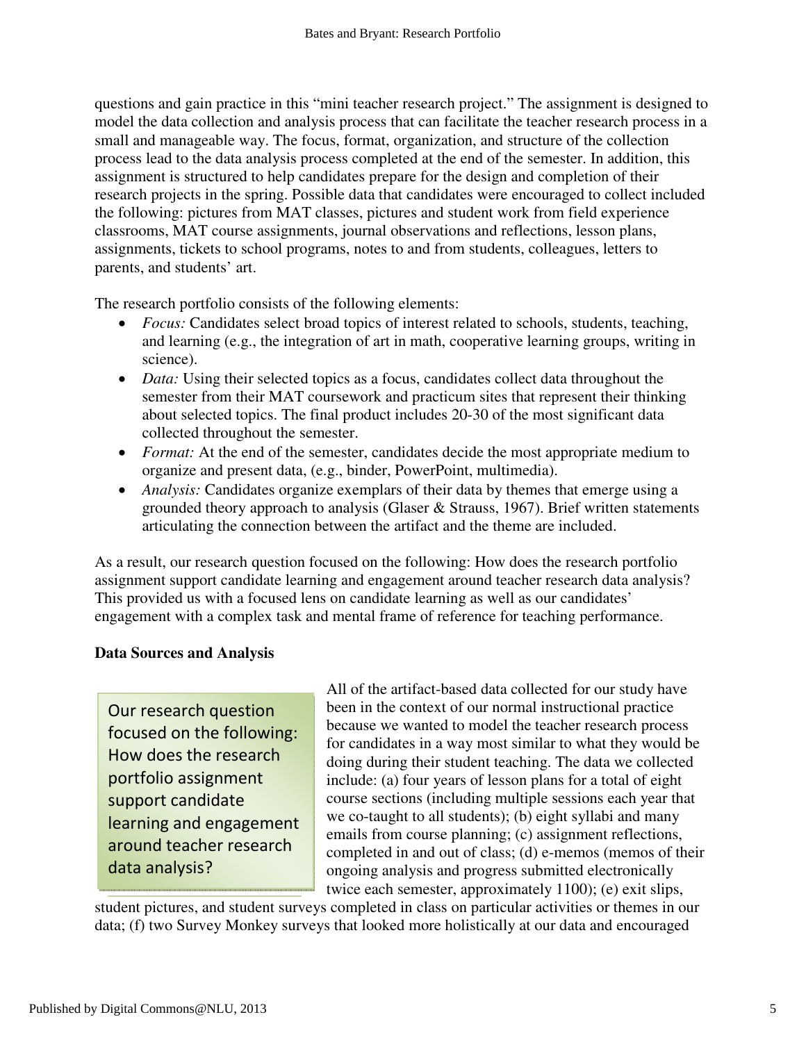questions and gain practice in this "mini teacher research project." The assignment is designed to model the data collection and analysis process that can facilitate the teacher research process in a small and manageable way. The focus, format, organization, and structure of the collection process lead to the data analysis process completed at the end of the semester. In addition, this assignment is structured to help candidates prepare for the design and completion of their research projects in the spring. Possible data that candidates were encouraged to collect included the following: pictures from MAT classes, pictures and student work from field experience classrooms, MAT course assignments, journal observations and reflections, lesson plans, assignments, tickets to school programs, notes to and from students, colleagues, letters to parents, and students' art.

The research portfolio consists of the following elements:

- *Focus:* Candidates select broad topics of interest related to schools, students, teaching, and learning (e.g., the integration of art in math, cooperative learning groups, writing in science).
- *Data:* Using their selected topics as a focus, candidates collect data throughout the semester from their MAT coursework and practicum sites that represent their thinking about selected topics. The final product includes 20-30 of the most significant data collected throughout the semester.
- *Format:* At the end of the semester, candidates decide the most appropriate medium to organize and present data, (e.g., binder, PowerPoint, multimedia).
- *Analysis:* Candidates organize exemplars of their data by themes that emerge using a grounded theory approach to analysis (Glaser & Strauss, 1967). Brief written statements articulating the connection between the artifact and the theme are included.

As a result, our research question focused on the following: How does the research portfolio assignment support candidate learning and engagement around teacher research data analysis? This provided us with a focused lens on candidate learning as well as our candidates' engagement with a complex task and mental frame of reference for teaching performance.

**Data Sources and Analysis**

> Our research question focused on the following: How does the research portfolio assignment support candidate learning and engagement around teacher research data analysis?

All of the artifact-based data collected for our study have been in the context of our normal instructional practice because we wanted to model the teacher research process for candidates in a way most similar to what they would be doing during their student teaching. The data we collected include: (a) four years of lesson plans for a total of eight course sections (including multiple sessions each year that we co-taught to all students); (b) eight syllabi and many emails from course planning; (c) assignment reflections, completed in and out of class; (d) e-memos (memos of their ongoing analysis and progress submitted electronically twice each semester, approximately 1100); (e) exit slips, student pictures, and student surveys completed in class on particular activities or themes in our data; (f) two Survey Monkey surveys that looked more holistically at our data and encouraged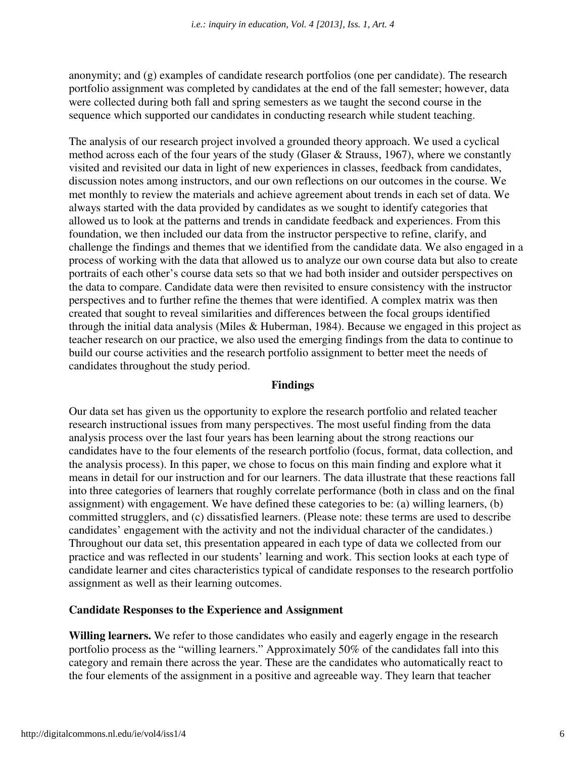anonymity; and (g) examples of candidate research portfolios (one per candidate). The research portfolio assignment was completed by candidates at the end of the fall semester; however, data were collected during both fall and spring semesters as we taught the second course in the sequence which supported our candidates in conducting research while student teaching.

The analysis of our research project involved a grounded theory approach. We used a cyclical method across each of the four years of the study (Glaser & Strauss, 1967), where we constantly visited and revisited our data in light of new experiences in classes, feedback from candidates, discussion notes among instructors, and our own reflections on our outcomes in the course. We met monthly to review the materials and achieve agreement about trends in each set of data. We always started with the data provided by candidates as we sought to identify categories that allowed us to look at the patterns and trends in candidate feedback and experiences. From this foundation, we then included our data from the instructor perspective to refine, clarify, and challenge the findings and themes that we identified from the candidate data. We also engaged in a process of working with the data that allowed us to analyze our own course data but also to create portraits of each other's course data sets so that we had both insider and outsider perspectives on the data to compare. Candidate data were then revisited to ensure consistency with the instructor perspectives and to further refine the themes that were identified. A complex matrix was then created that sought to reveal similarities and differences between the focal groups identified through the initial data analysis (Miles & Huberman, 1984). Because we engaged in this project as teacher research on our practice, we also used the emerging findings from the data to continue to build our course activities and the research portfolio assignment to better meet the needs of candidates throughout the study period.

## Findings

Our data set has given us the opportunity to explore the research portfolio and related teacher research instructional issues from many perspectives. The most useful finding from the data analysis process over the last four years has been learning about the strong reactions our candidates have to the four elements of the research portfolio (focus, format, data collection, and the analysis process). In this paper, we chose to focus on this main finding and explore what it means in detail for our instruction and for our learners. The data illustrate that these reactions fall into three categories of learners that roughly correlate performance (both in class and on the final assignment) with engagement. We have defined these categories to be: (a) willing learners, (b) committed strugglers, and (c) dissatisfied learners. (Please note: these terms are used to describe candidates' engagement with the activity and not the individual character of the candidates.) Throughout our data set, this presentation appeared in each type of data we collected from our practice and was reflected in our students' learning and work. This section looks at each type of candidate learner and cites characteristics typical of candidate responses to the research portfolio assignment as well as their learning outcomes.

### Candidate Responses to the Experience and Assignment

**Willing learners.** We refer to those candidates who easily and eagerly engage in the research portfolio process as the "willing learners." Approximately 50% of the candidates fall into this category and remain there across the year. These are the candidates who automatically react to the four elements of the assignment in a positive and agreeable way. They learn that teacher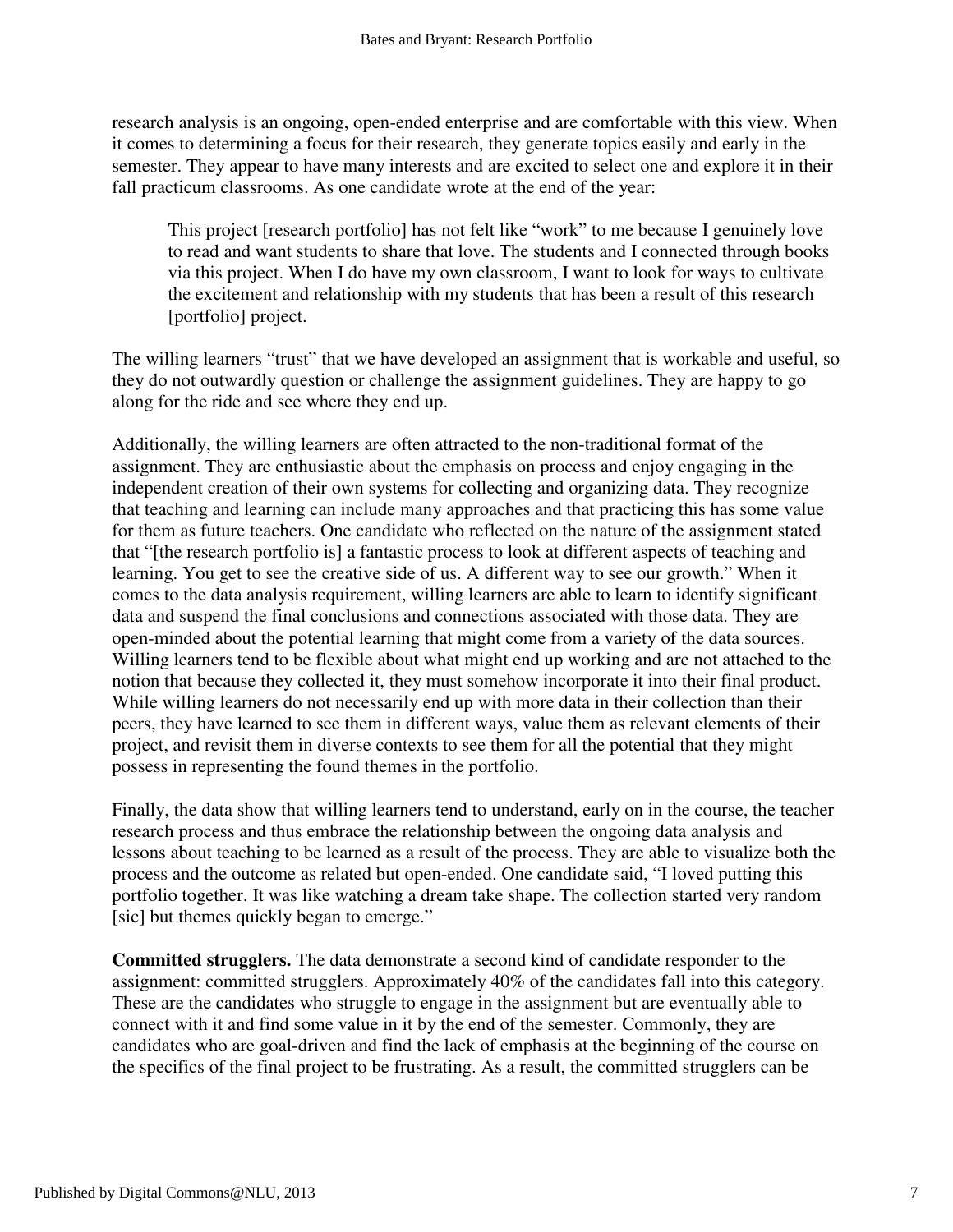research analysis is an ongoing, open-ended enterprise and are comfortable with this view. When it comes to determining a focus for their research, they generate topics easily and early in the semester. They appear to have many interests and are excited to select one and explore it in their fall practicum classrooms. As one candidate wrote at the end of the year:

> This project [research portfolio] has not felt like "work" to me because I genuinely love to read and want students to share that love. The students and I connected through books via this project. When I do have my own classroom, I want to look for ways to cultivate the excitement and relationship with my students that has been a result of this research [portfolio] project.

The willing learners "trust" that we have developed an assignment that is workable and useful, so they do not outwardly question or challenge the assignment guidelines. They are happy to go along for the ride and see where they end up.

Additionally, the willing learners are often attracted to the non-traditional format of the assignment. They are enthusiastic about the emphasis on process and enjoy engaging in the independent creation of their own systems for collecting and organizing data. They recognize that teaching and learning can include many approaches and that practicing this has some value for them as future teachers. One candidate who reflected on the nature of the assignment stated that "[the research portfolio is] a fantastic process to look at different aspects of teaching and learning. You get to see the creative side of us. A different way to see our growth." When it comes to the data analysis requirement, willing learners are able to learn to identify significant data and suspend the final conclusions and connections associated with those data. They are open-minded about the potential learning that might come from a variety of the data sources. Willing learners tend to be flexible about what might end up working and are not attached to the notion that because they collected it, they must somehow incorporate it into their final product. While willing learners do not necessarily end up with more data in their collection than their peers, they have learned to see them in different ways, value them as relevant elements of their project, and revisit them in diverse contexts to see them for all the potential that they might possess in representing the found themes in the portfolio.

Finally, the data show that willing learners tend to understand, early on in the course, the teacher research process and thus embrace the relationship between the ongoing data analysis and lessons about teaching to be learned as a result of the process. They are able to visualize both the process and the outcome as related but open-ended. One candidate said, "I loved putting this portfolio together. It was like watching a dream take shape. The collection started very random [sic] but themes quickly began to emerge."

**Committed strugglers.** The data demonstrate a second kind of candidate responder to the assignment: committed strugglers. Approximately 40% of the candidates fall into this category. These are the candidates who struggle to engage in the assignment but are eventually able to connect with it and find some value in it by the end of the semester. Commonly, they are candidates who are goal-driven and find the lack of emphasis at the beginning of the course on the specifics of the final project to be frustrating. As a result, the committed strugglers can be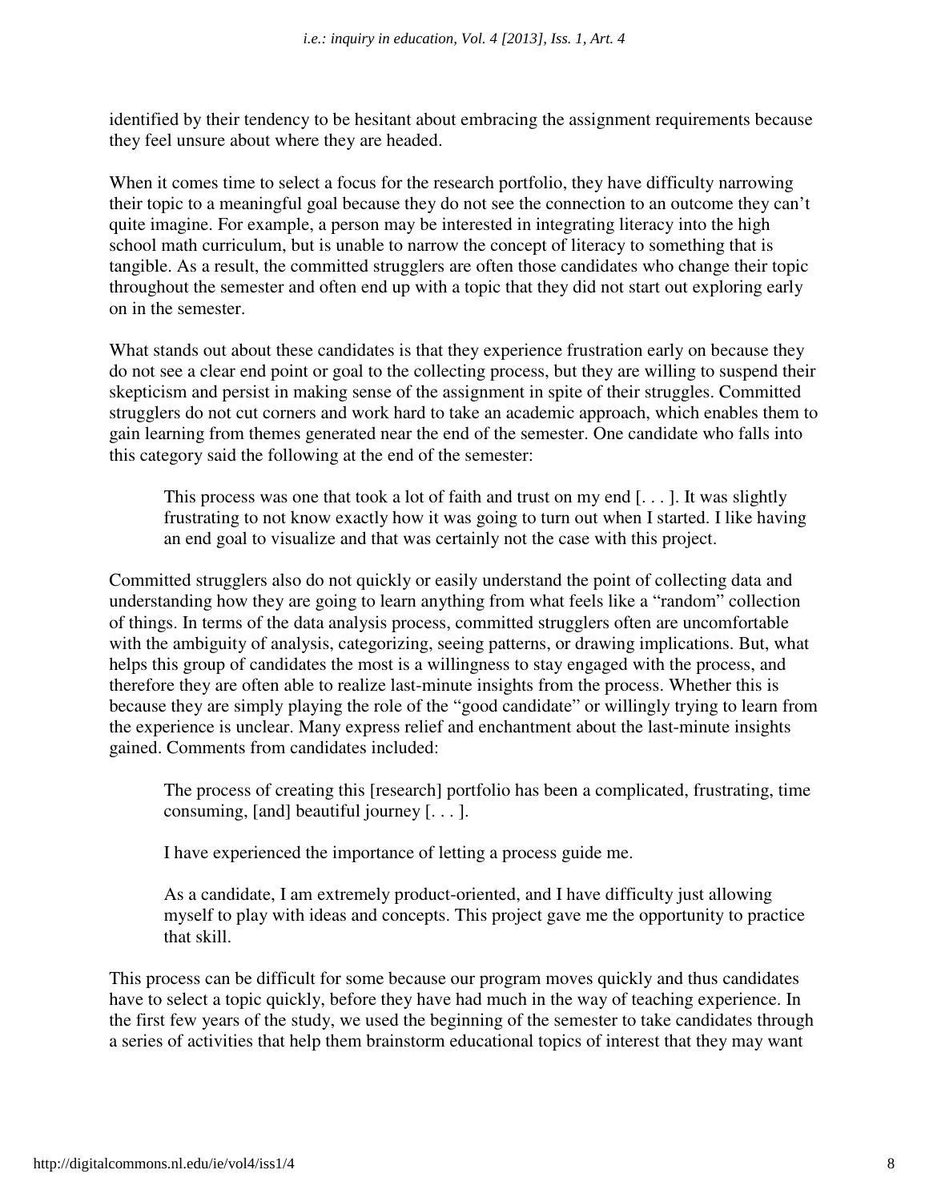identified by their tendency to be hesitant about embracing the assignment requirements because they feel unsure about where they are headed.

When it comes time to select a focus for the research portfolio, they have difficulty narrowing their topic to a meaningful goal because they do not see the connection to an outcome they can't quite imagine. For example, a person may be interested in integrating literacy into the high school math curriculum, but is unable to narrow the concept of literacy to something that is tangible. As a result, the committed strugglers are often those candidates who change their topic throughout the semester and often end up with a topic that they did not start out exploring early on in the semester.

What stands out about these candidates is that they experience frustration early on because they do not see a clear end point or goal to the collecting process, but they are willing to suspend their skepticism and persist in making sense of the assignment in spite of their struggles. Committed strugglers do not cut corners and work hard to take an academic approach, which enables them to gain learning from themes generated near the end of the semester. One candidate who falls into this category said the following at the end of the semester:

> This process was one that took a lot of faith and trust on my end [. . . ]. It was slightly frustrating to not know exactly how it was going to turn out when I started. I like having an end goal to visualize and that was certainly not the case with this project.

Committed strugglers also do not quickly or easily understand the point of collecting data and understanding how they are going to learn anything from what feels like a "random" collection of things. In terms of the data analysis process, committed strugglers often are uncomfortable with the ambiguity of analysis, categorizing, seeing patterns, or drawing implications. But, what helps this group of candidates the most is a willingness to stay engaged with the process, and therefore they are often able to realize last-minute insights from the process. Whether this is because they are simply playing the role of the "good candidate" or willingly trying to learn from the experience is unclear. Many express relief and enchantment about the last-minute insights gained. Comments from candidates included:

> The process of creating this [research] portfolio has been a complicated, frustrating, time consuming, [and] beautiful journey [. . . ].
>
> I have experienced the importance of letting a process guide me.
>
> As a candidate, I am extremely product-oriented, and I have difficulty just allowing myself to play with ideas and concepts. This project gave me the opportunity to practice that skill.

This process can be difficult for some because our program moves quickly and thus candidates have to select a topic quickly, before they have had much in the way of teaching experience. In the first few years of the study, we used the beginning of the semester to take candidates through a series of activities that help them brainstorm educational topics of interest that they may want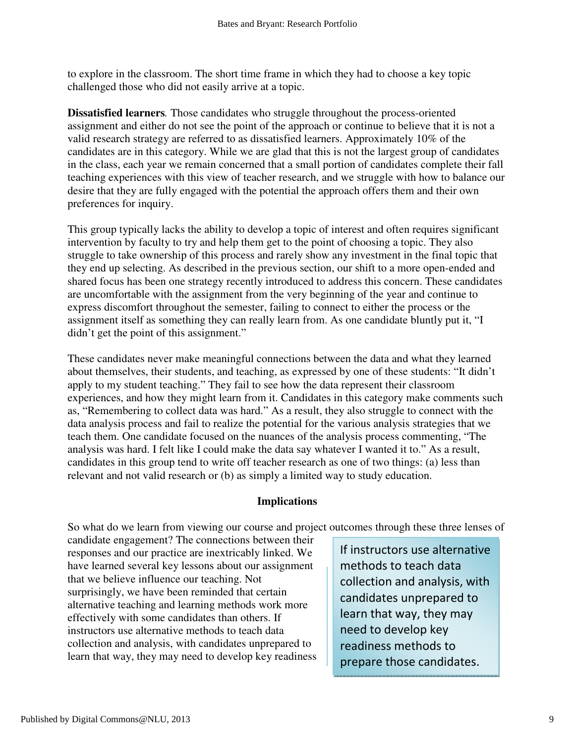to explore in the classroom. The short time frame in which they had to choose a key topic challenged those who did not easily arrive at a topic.

**Dissatisfied learners***.* Those candidates who struggle throughout the process-oriented assignment and either do not see the point of the approach or continue to believe that it is not a valid research strategy are referred to as dissatisfied learners. Approximately 10% of the candidates are in this category. While we are glad that this is not the largest group of candidates in the class, each year we remain concerned that a small portion of candidates complete their fall teaching experiences with this view of teacher research, and we struggle with how to balance our desire that they are fully engaged with the potential the approach offers them and their own preferences for inquiry.

This group typically lacks the ability to develop a topic of interest and often requires significant intervention by faculty to try and help them get to the point of choosing a topic. They also struggle to take ownership of this process and rarely show any investment in the final topic that they end up selecting. As described in the previous section, our shift to a more open-ended and shared focus has been one strategy recently introduced to address this concern. These candidates are uncomfortable with the assignment from the very beginning of the year and continue to express discomfort throughout the semester, failing to connect to either the process or the assignment itself as something they can really learn from. As one candidate bluntly put it, "I didn't get the point of this assignment."

These candidates never make meaningful connections between the data and what they learned about themselves, their students, and teaching, as expressed by one of these students: "It didn't apply to my student teaching." They fail to see how the data represent their classroom experiences, and how they might learn from it. Candidates in this category make comments such as, "Remembering to collect data was hard." As a result, they also struggle to connect with the data analysis process and fail to realize the potential for the various analysis strategies that we teach them. One candidate focused on the nuances of the analysis process commenting, "The analysis was hard. I felt like I could make the data say whatever I wanted it to." As a result, candidates in this group tend to write off teacher research as one of two things: (a) less than relevant and not valid research or (b) as simply a limited way to study education.

## Implications

So what do we learn from viewing our course and project outcomes through these three lenses of candidate engagement? The connections between their responses and our practice are inextricably linked. We have learned several key lessons about our assignment that we believe influence our teaching. Not surprisingly, we have been reminded that certain alternative teaching and learning methods work more effectively with some candidates than others. If instructors use alternative methods to teach data collection and analysis, with candidates unprepared to learn that way, they may need to develop key readiness

> If instructors use alternative methods to teach data collection and analysis, with candidates unprepared to learn that way, they may need to develop key readiness methods to prepare those candidates.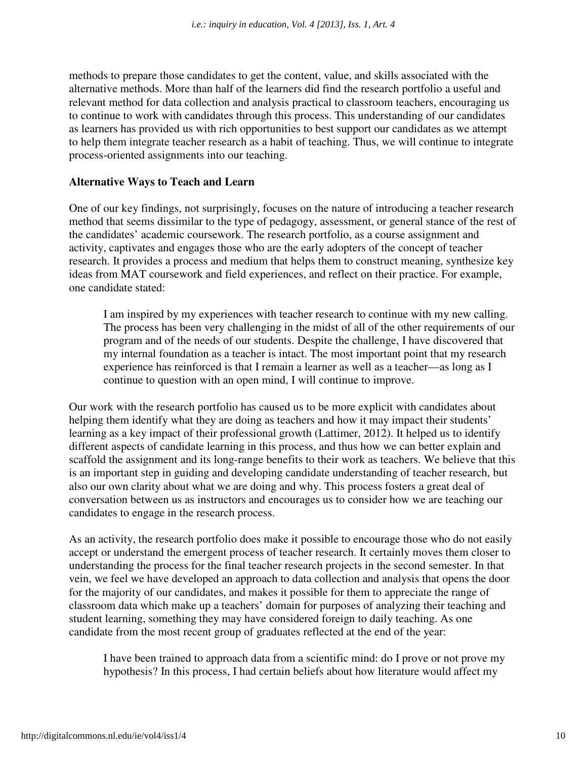methods to prepare those candidates to get the content, value, and skills associated with the alternative methods. More than half of the learners did find the research portfolio a useful and relevant method for data collection and analysis practical to classroom teachers, encouraging us to continue to work with candidates through this process. This understanding of our candidates as learners has provided us with rich opportunities to best support our candidates as we attempt to help them integrate teacher research as a habit of teaching. Thus, we will continue to integrate process-oriented assignments into our teaching.

## Alternative Ways to Teach and Learn

One of our key findings, not surprisingly, focuses on the nature of introducing a teacher research method that seems dissimilar to the type of pedagogy, assessment, or general stance of the rest of the candidates' academic coursework. The research portfolio, as a course assignment and activity, captivates and engages those who are the early adopters of the concept of teacher research. It provides a process and medium that helps them to construct meaning, synthesize key ideas from MAT coursework and field experiences, and reflect on their practice. For example, one candidate stated:

> I am inspired by my experiences with teacher research to continue with my new calling. The process has been very challenging in the midst of all of the other requirements of our program and of the needs of our students. Despite the challenge, I have discovered that my internal foundation as a teacher is intact. The most important point that my research experience has reinforced is that I remain a learner as well as a teacher—as long as I continue to question with an open mind, I will continue to improve.

Our work with the research portfolio has caused us to be more explicit with candidates about helping them identify what they are doing as teachers and how it may impact their students' learning as a key impact of their professional growth (Lattimer, 2012). It helped us to identify different aspects of candidate learning in this process, and thus how we can better explain and scaffold the assignment and its long-range benefits to their work as teachers. We believe that this is an important step in guiding and developing candidate understanding of teacher research, but also our own clarity about what we are doing and why. This process fosters a great deal of conversation between us as instructors and encourages us to consider how we are teaching our candidates to engage in the research process.

As an activity, the research portfolio does make it possible to encourage those who do not easily accept or understand the emergent process of teacher research. It certainly moves them closer to understanding the process for the final teacher research projects in the second semester. In that vein, we feel we have developed an approach to data collection and analysis that opens the door for the majority of our candidates, and makes it possible for them to appreciate the range of classroom data which make up a teachers' domain for purposes of analyzing their teaching and student learning, something they may have considered foreign to daily teaching. As one candidate from the most recent group of graduates reflected at the end of the year:

> I have been trained to approach data from a scientific mind: do I prove or not prove my hypothesis? In this process, I had certain beliefs about how literature would affect my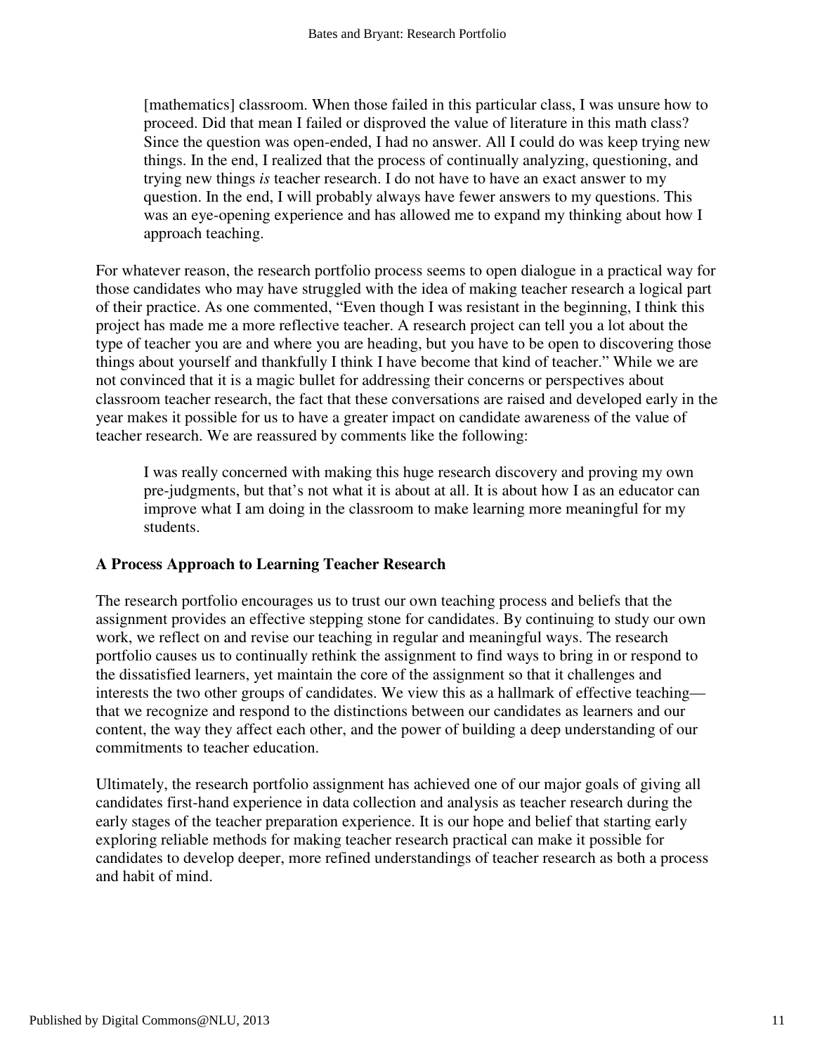> [mathematics] classroom. When those failed in this particular class, I was unsure how to proceed. Did that mean I failed or disproved the value of literature in this math class? Since the question was open-ended, I had no answer. All I could do was keep trying new things. In the end, I realized that the process of continually analyzing, questioning, and trying new things *is* teacher research. I do not have to have an exact answer to my question. In the end, I will probably always have fewer answers to my questions. This was an eye-opening experience and has allowed me to expand my thinking about how I approach teaching.

For whatever reason, the research portfolio process seems to open dialogue in a practical way for those candidates who may have struggled with the idea of making teacher research a logical part of their practice. As one commented, "Even though I was resistant in the beginning, I think this project has made me a more reflective teacher. A research project can tell you a lot about the type of teacher you are and where you are heading, but you have to be open to discovering those things about yourself and thankfully I think I have become that kind of teacher." While we are not convinced that it is a magic bullet for addressing their concerns or perspectives about classroom teacher research, the fact that these conversations are raised and developed early in the year makes it possible for us to have a greater impact on candidate awareness of the value of teacher research. We are reassured by comments like the following:

> I was really concerned with making this huge research discovery and proving my own pre-judgments, but that's not what it is about at all. It is about how I as an educator can improve what I am doing in the classroom to make learning more meaningful for my students.

## A Process Approach to Learning Teacher Research

The research portfolio encourages us to trust our own teaching process and beliefs that the assignment provides an effective stepping stone for candidates. By continuing to study our own work, we reflect on and revise our teaching in regular and meaningful ways. The research portfolio causes us to continually rethink the assignment to find ways to bring in or respond to the dissatisfied learners, yet maintain the core of the assignment so that it challenges and interests the two other groups of candidates. We view this as a hallmark of effective teaching—that we recognize and respond to the distinctions between our candidates as learners and our content, the way they affect each other, and the power of building a deep understanding of our commitments to teacher education.

Ultimately, the research portfolio assignment has achieved one of our major goals of giving all candidates first-hand experience in data collection and analysis as teacher research during the early stages of the teacher preparation experience. It is our hope and belief that starting early exploring reliable methods for making teacher research practical can make it possible for candidates to develop deeper, more refined understandings of teacher research as both a process and habit of mind.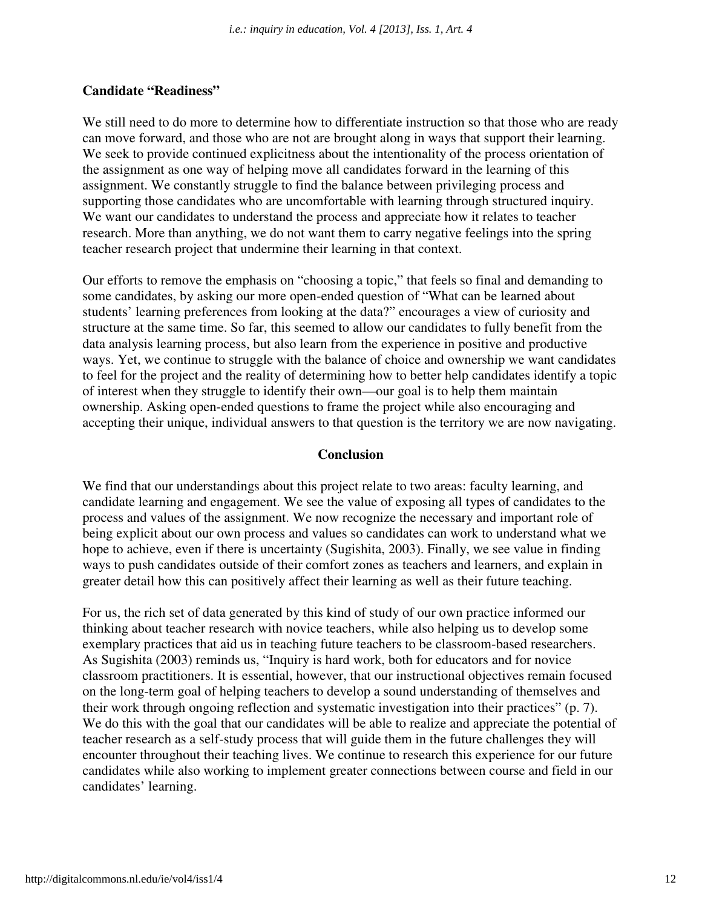### Candidate "Readiness"

We still need to do more to determine how to differentiate instruction so that those who are ready can move forward, and those who are not are brought along in ways that support their learning. We seek to provide continued explicitness about the intentionality of the process orientation of the assignment as one way of helping move all candidates forward in the learning of this assignment. We constantly struggle to find the balance between privileging process and supporting those candidates who are uncomfortable with learning through structured inquiry. We want our candidates to understand the process and appreciate how it relates to teacher research. More than anything, we do not want them to carry negative feelings into the spring teacher research project that undermine their learning in that context.

Our efforts to remove the emphasis on "choosing a topic," that feels so final and demanding to some candidates, by asking our more open-ended question of "What can be learned about students' learning preferences from looking at the data?" encourages a view of curiosity and structure at the same time. So far, this seemed to allow our candidates to fully benefit from the data analysis learning process, but also learn from the experience in positive and productive ways. Yet, we continue to struggle with the balance of choice and ownership we want candidates to feel for the project and the reality of determining how to better help candidates identify a topic of interest when they struggle to identify their own—our goal is to help them maintain ownership. Asking open-ended questions to frame the project while also encouraging and accepting their unique, individual answers to that question is the territory we are now navigating.

## Conclusion

We find that our understandings about this project relate to two areas: faculty learning, and candidate learning and engagement. We see the value of exposing all types of candidates to the process and values of the assignment. We now recognize the necessary and important role of being explicit about our own process and values so candidates can work to understand what we hope to achieve, even if there is uncertainty (Sugishita, 2003). Finally, we see value in finding ways to push candidates outside of their comfort zones as teachers and learners, and explain in greater detail how this can positively affect their learning as well as their future teaching.

For us, the rich set of data generated by this kind of study of our own practice informed our thinking about teacher research with novice teachers, while also helping us to develop some exemplary practices that aid us in teaching future teachers to be classroom-based researchers. As Sugishita (2003) reminds us, "Inquiry is hard work, both for educators and for novice classroom practitioners. It is essential, however, that our instructional objectives remain focused on the long-term goal of helping teachers to develop a sound understanding of themselves and their work through ongoing reflection and systematic investigation into their practices" (p. 7). We do this with the goal that our candidates will be able to realize and appreciate the potential of teacher research as a self-study process that will guide them in the future challenges they will encounter throughout their teaching lives. We continue to research this experience for our future candidates while also working to implement greater connections between course and field in our candidates' learning.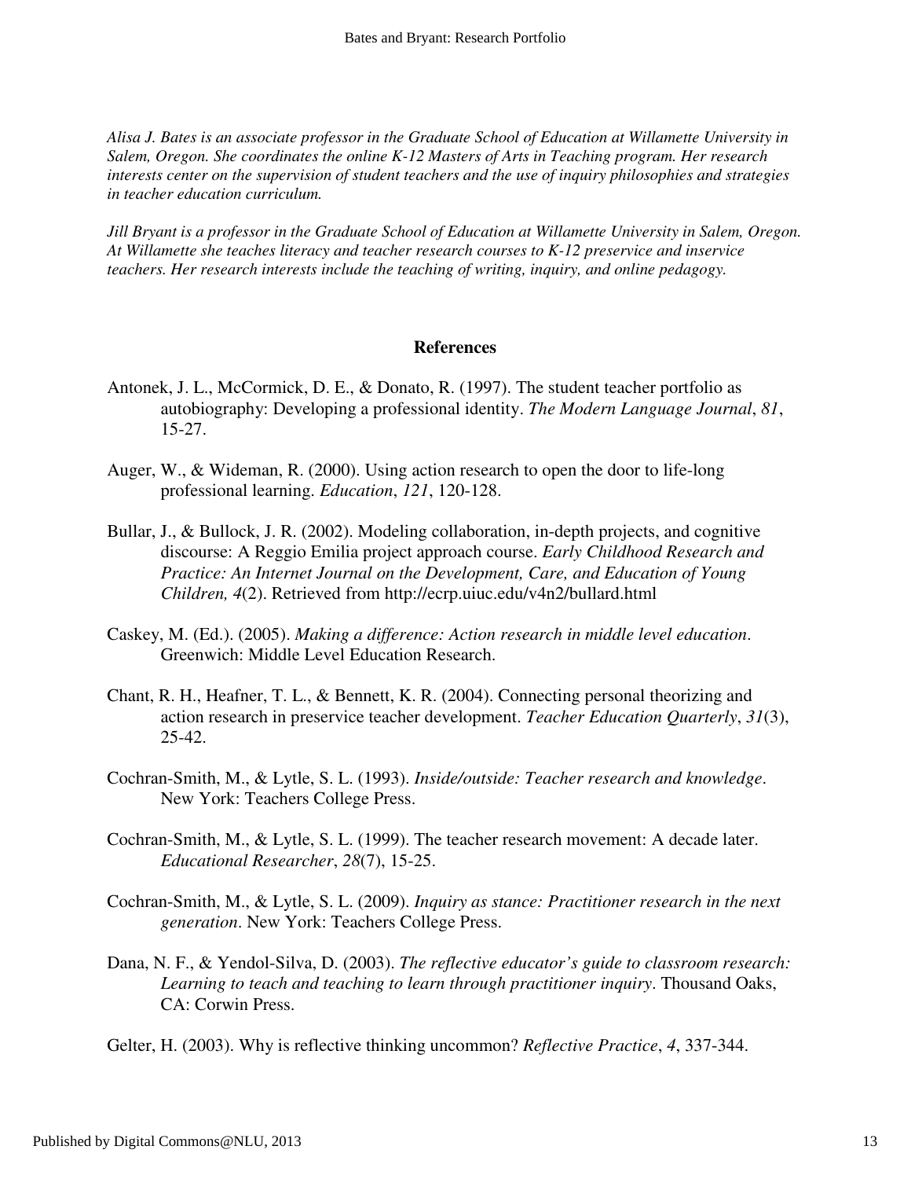*Alisa J. Bates is an associate professor in the Graduate School of Education at Willamette University in Salem, Oregon. She coordinates the online K-12 Masters of Arts in Teaching program. Her research interests center on the supervision of student teachers and the use of inquiry philosophies and strategies in teacher education curriculum.*

*Jill Bryant is a professor in the Graduate School of Education at Willamette University in Salem, Oregon. At Willamette she teaches literacy and teacher research courses to K-12 preservice and inservice teachers. Her research interests include the teaching of writing, inquiry, and online pedagogy.*

## References

Antonek, J. L., McCormick, D. E., & Donato, R. (1997). The student teacher portfolio as autobiography: Developing a professional identity. *The Modern Language Journal*, *81*, 15-27.

Auger, W., & Wideman, R. (2000). Using action research to open the door to life-long professional learning. *Education*, *121*, 120-128.

Bullar, J., & Bullock, J. R. (2002). Modeling collaboration, in-depth projects, and cognitive discourse: A Reggio Emilia project approach course. *Early Childhood Research and Practice: An Internet Journal on the Development, Care, and Education of Young Children, 4*(2). Retrieved from http://ecrp.uiuc.edu/v4n2/bullard.html

Caskey, M. (Ed.). (2005). *Making a difference: Action research in middle level education*. Greenwich: Middle Level Education Research.

Chant, R. H., Heafner, T. L., & Bennett, K. R. (2004). Connecting personal theorizing and action research in preservice teacher development. *Teacher Education Quarterly*, *31*(3), 25-42.

Cochran-Smith, M., & Lytle, S. L. (1993). *Inside/outside: Teacher research and knowledge*. New York: Teachers College Press.

Cochran-Smith, M., & Lytle, S. L. (1999). The teacher research movement: A decade later. *Educational Researcher*, *28*(7), 15-25.

Cochran-Smith, M., & Lytle, S. L. (2009). *Inquiry as stance: Practitioner research in the next generation*. New York: Teachers College Press.

Dana, N. F., & Yendol-Silva, D. (2003). *The reflective educator's guide to classroom research: Learning to teach and teaching to learn through practitioner inquiry*. Thousand Oaks, CA: Corwin Press.

Gelter, H. (2003). Why is reflective thinking uncommon? *Reflective Practice*, *4*, 337-344.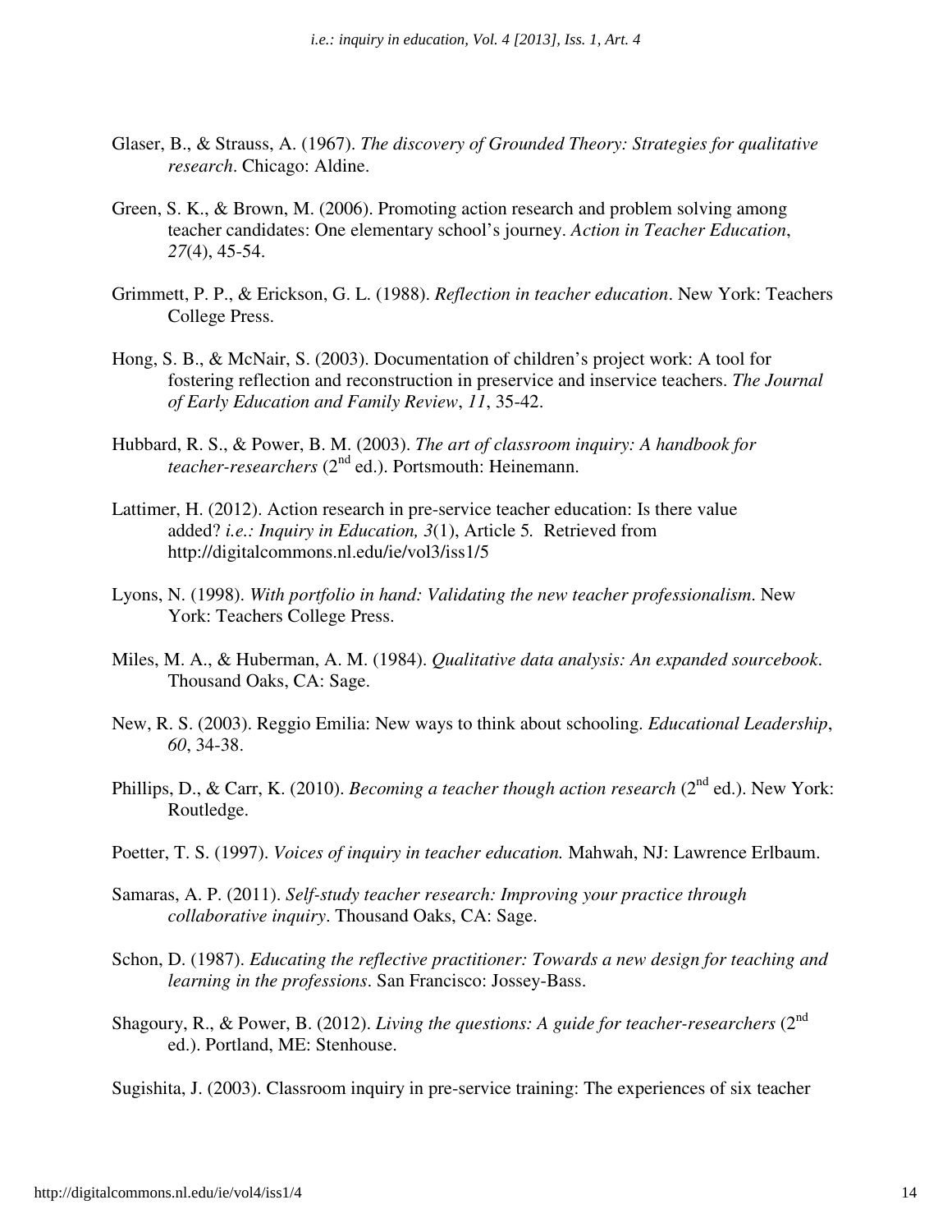Glaser, B., & Strauss, A. (1967). *The discovery of Grounded Theory: Strategies for qualitative research*. Chicago: Aldine.

Green, S. K., & Brown, M. (2006). Promoting action research and problem solving among teacher candidates: One elementary school's journey. *Action in Teacher Education*, *27*(4), 45-54.

Grimmett, P. P., & Erickson, G. L. (1988). *Reflection in teacher education*. New York: Teachers College Press.

Hong, S. B., & McNair, S. (2003). Documentation of children's project work: A tool for fostering reflection and reconstruction in preservice and inservice teachers. *The Journal of Early Education and Family Review*, *11*, 35-42.

Hubbard, R. S., & Power, B. M. (2003). *The art of classroom inquiry: A handbook for teacher-researchers* (2nd ed.). Portsmouth: Heinemann.

Lattimer, H. (2012). Action research in pre-service teacher education: Is there value added? *i.e.: Inquiry in Education, 3*(1), Article 5. Retrieved from http://digitalcommons.nl.edu/ie/vol3/iss1/5

Lyons, N. (1998). *With portfolio in hand: Validating the new teacher professionalism*. New York: Teachers College Press.

Miles, M. A., & Huberman, A. M. (1984). *Qualitative data analysis: An expanded sourcebook*. Thousand Oaks, CA: Sage.

New, R. S. (2003). Reggio Emilia: New ways to think about schooling. *Educational Leadership*, *60*, 34-38.

Phillips, D., & Carr, K. (2010). *Becoming a teacher though action research* (2nd ed.). New York: Routledge.

Poetter, T. S. (1997). *Voices of inquiry in teacher education.* Mahwah, NJ: Lawrence Erlbaum.

Samaras, A. P. (2011). *Self-study teacher research: Improving your practice through collaborative inquiry*. Thousand Oaks, CA: Sage.

Schon, D. (1987). *Educating the reflective practitioner: Towards a new design for teaching and learning in the professions*. San Francisco: Jossey-Bass.

Shagoury, R., & Power, B. (2012). *Living the questions: A guide for teacher-researchers* (2nd ed.). Portland, ME: Stenhouse.

Sugishita, J. (2003). Classroom inquiry in pre-service training: The experiences of six teacher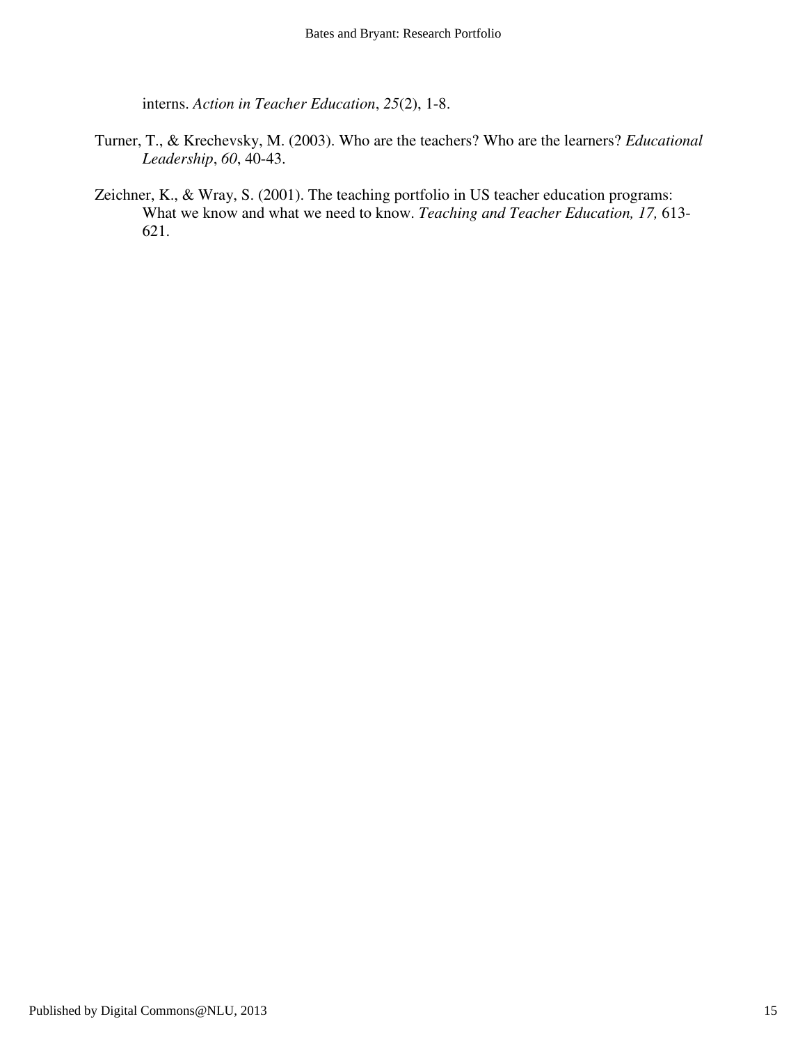interns. *Action in Teacher Education*, *25*(2), 1-8.

Turner, T., & Krechevsky, M. (2003). Who are the teachers? Who are the learners? *Educational Leadership*, *60*, 40-43.

Zeichner, K., & Wray, S. (2001). The teaching portfolio in US teacher education programs: What we know and what we need to know. *Teaching and Teacher Education, 17,* 613-621.